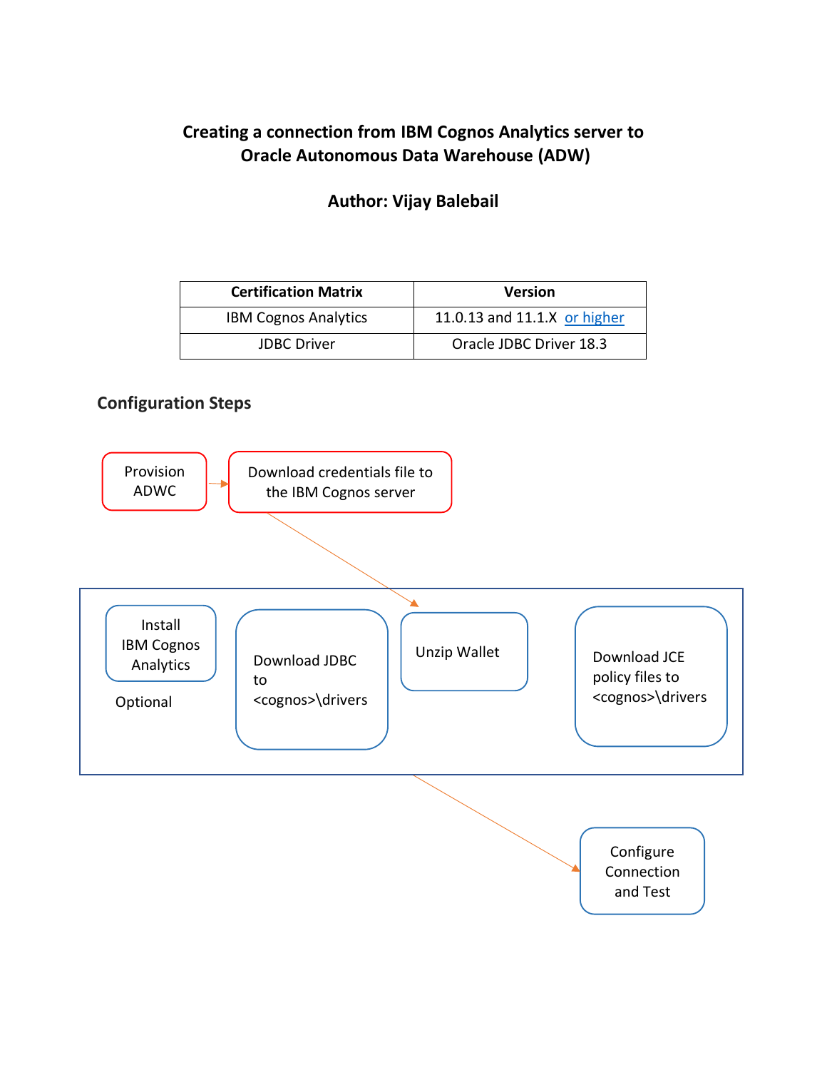# Creating a connection from IBM Cognos Analytics server to Oracle Autonomous Data Warehouse (ADW)

**Author: Vijay Balebail**

| Certification Matrix | Version |
| --- | --- |
| IBM Cognos Analytics | 11.0.13 and 11.1.X or higher |
| JDBC Driver | Oracle JDBC Driver 18.3 |

## Configuration Steps

Provision ADWC

Download credentials file to the IBM Cognos server

Install IBM Cognos Analytics

Optional

Download JDBC to <cognos>\drivers

Unzip Wallet

Download JCE policy files to <cognos>\drivers

Configure Connection and Test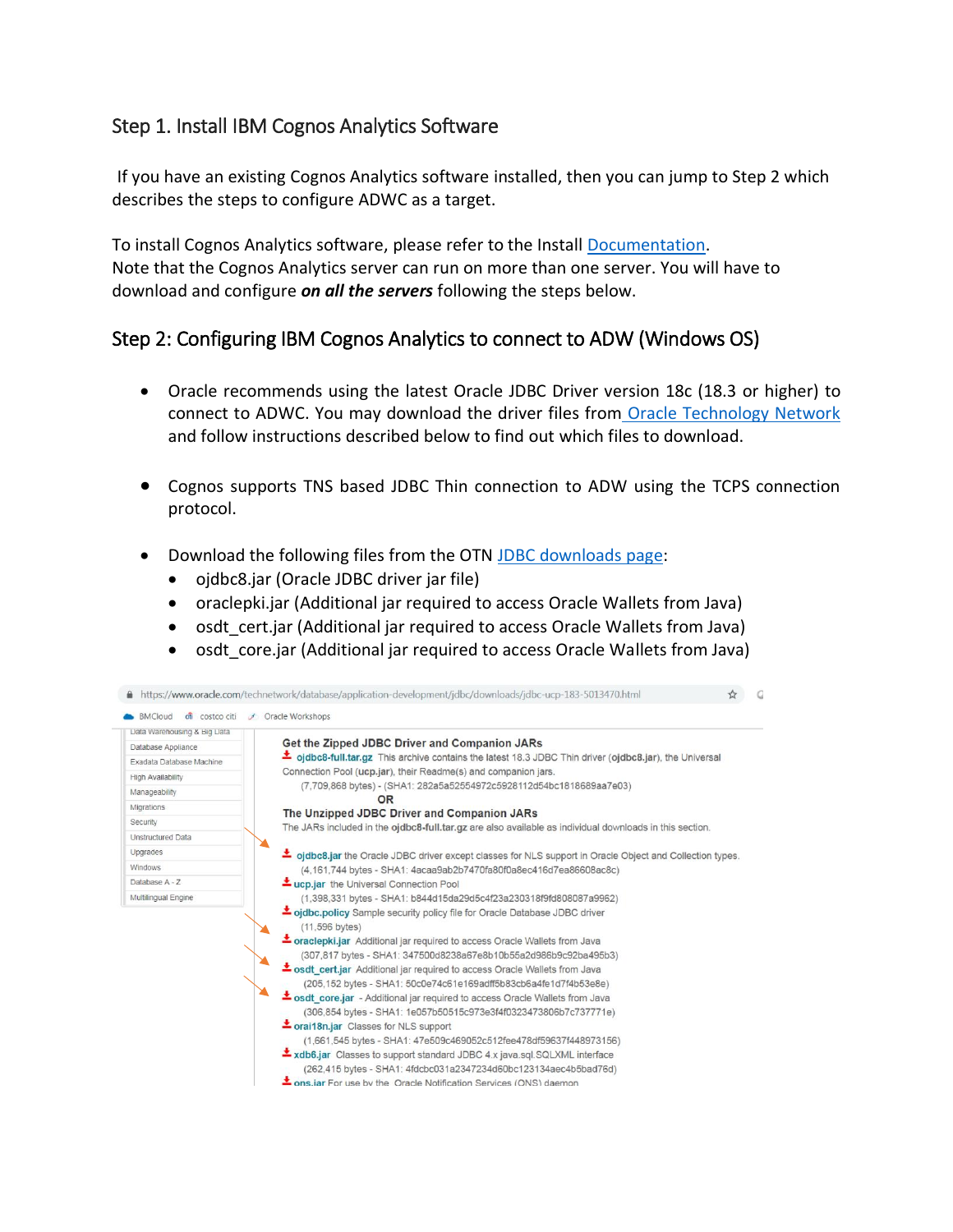## Step 1. Install IBM Cognos Analytics Software

If you have an existing Cognos Analytics software installed, then you can jump to Step 2 which describes the steps to configure ADWC as a target.

To install Cognos Analytics software, please refer to the Install Documentation.
Note that the Cognos Analytics server can run on more than one server. You will have to download and configure ***on all the servers*** following the steps below.

## Step 2: Configuring IBM Cognos Analytics to connect to ADW (Windows OS)

- Oracle recommends using the latest Oracle JDBC Driver version 18c (18.3 or higher) to connect to ADWC. You may download the driver files from Oracle Technology Network and follow instructions described below to find out which files to download.

- Cognos supports TNS based JDBC Thin connection to ADW using the TCPS connection protocol.

- Download the following files from the OTN JDBC downloads page:
  - ojdbc8.jar (Oracle JDBC driver jar file)
  - oraclepki.jar (Additional jar required to access Oracle Wallets from Java)
  - osdt_cert.jar (Additional jar required to access Oracle Wallets from Java)
  - osdt_core.jar (Additional jar required to access Oracle Wallets from Java)

https://www.oracle.com/technetwork/database/application-development/jdbc/downloads/jdbc-ucp-183-5013470.html

**Get the Zipped JDBC Driver and Companion JARs**

ojdbc8-full.tar.gz This archive contains the latest 18.3 JDBC Thin driver (**ojdbc8.jar**), the Universal Connection Pool (**ucp.jar**), their Readme(s) and companion jars.
(7,709,868 bytes) - (SHA1: 282a5a52554972c5928112d54bc1818689aa7e03)

**OR**

**The Unzipped JDBC Driver and Companion JARs**

The JARs included in the **ojdbc8-full.tar.gz** are also available as individual downloads in this section.

- ojdbc8.jar the Oracle JDBC driver except classes for NLS support in Oracle Object and Collection types.
(4,161,744 bytes - SHA1: 4acaa9ab2b7470fa80f0a8ec416d7ea86608ac8c)
- ucp.jar the Universal Connection Pool
(1,398,331 bytes - SHA1: b844d15da29d5c4f23a230318f9fd808087a9962)
- ojdbc.policy Sample security policy file for Oracle Database JDBC driver
(11,596 bytes)
- oraclepki.jar Additional jar required to access Oracle Wallets from Java
(307,817 bytes - SHA1: 347500d8238a67e8b10b55a2d986b9c92ba495b3)
- osdt_cert.jar Additional jar required to access Oracle Wallets from Java
(205,152 bytes - SHA1: 50c0e74c61e169adff5b83cb6a4fe1d7f4b53e8e)
- osdt_core.jar - Additional jar required to access Oracle Wallets from Java
(306,854 bytes - SHA1: 1e057b50515c973e3f4f0323473806b7c737771e)
- orai18n.jar Classes for NLS support
(1,661,545 bytes - SHA1: 47e509c469052c512fee478df59637f448973156)
- xdb6.jar Classes to support standard JDBC 4.x java.sql.SQLXML interface
(262,415 bytes - SHA1: 4fdcbc031a2347234d60bc123134aec4b5bad76d)
- ons.jar For use by the Oracle Notification Services (ONS) daemon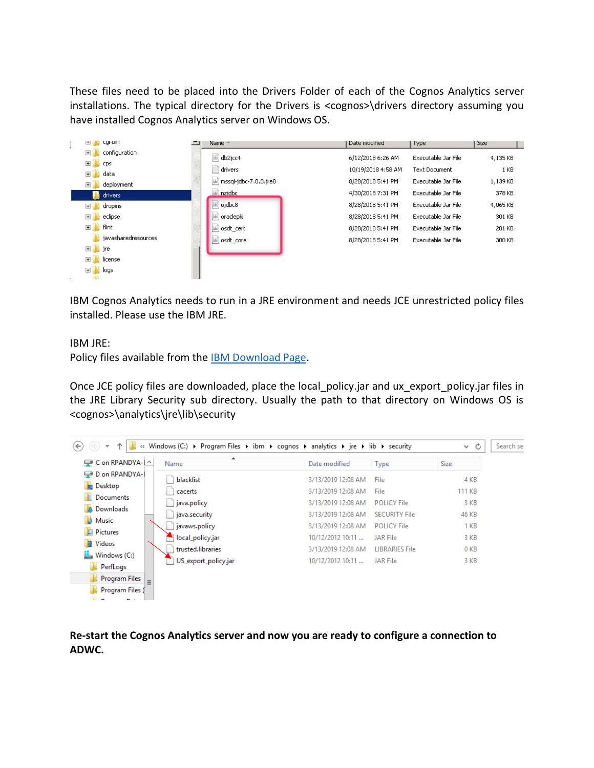These files need to be placed into the Drivers Folder of each of the Cognos Analytics server installations. The typical directory for the Drivers is <cognos>\drivers directory assuming you have installed Cognos Analytics server on Windows OS.

IBM Cognos Analytics needs to run in a JRE environment and needs JCE unrestricted policy files installed. Please use the IBM JRE.

IBM JRE:
Policy files available from the [IBM Download Page](#).

Once JCE policy files are downloaded, place the local_policy.jar and ux_export_policy.jar files in the JRE Library Security sub directory. Usually the path to that directory on Windows OS is <cognos>\analytics\jre\lib\security

**Re-start the Cognos Analytics server and now you are ready to configure a connection to ADWC.**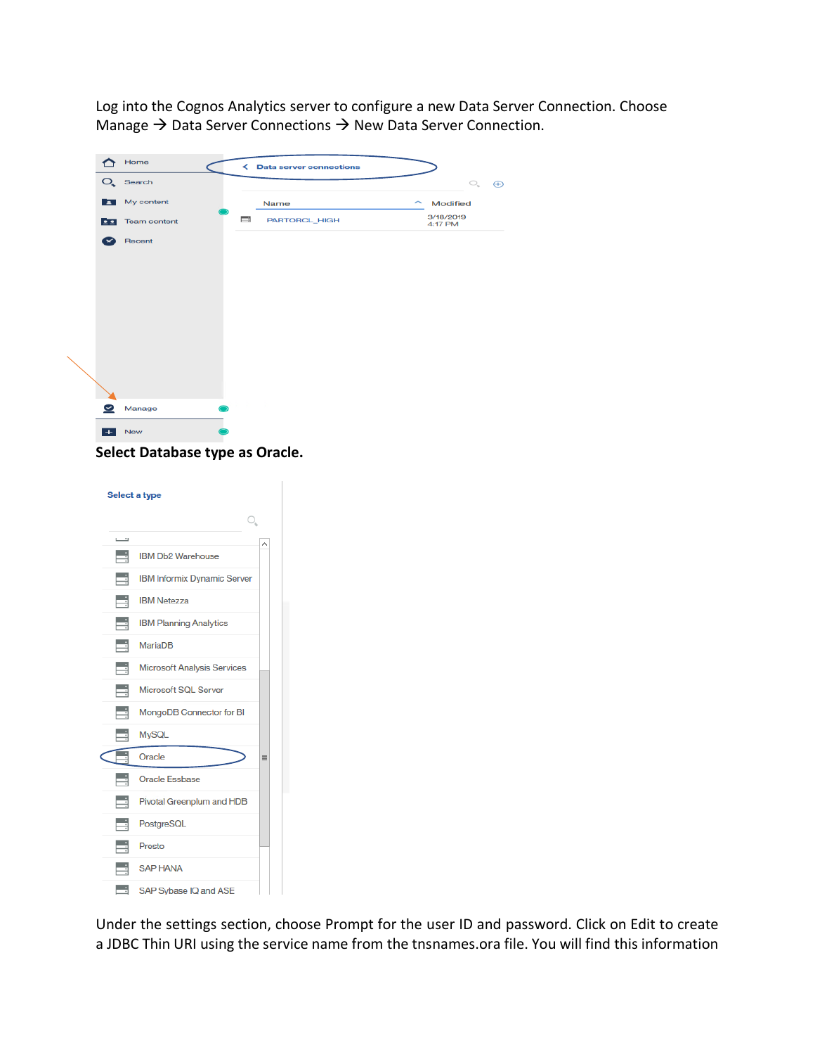Log into the Cognos Analytics server to configure a new Data Server Connection. Choose Manage → Data Server Connections → New Data Server Connection.

**Select Database type as Oracle.**

Under the settings section, choose Prompt for the user ID and password. Click on Edit to create a JDBC Thin URI using the service name from the tnsnames.ora file. You will find this information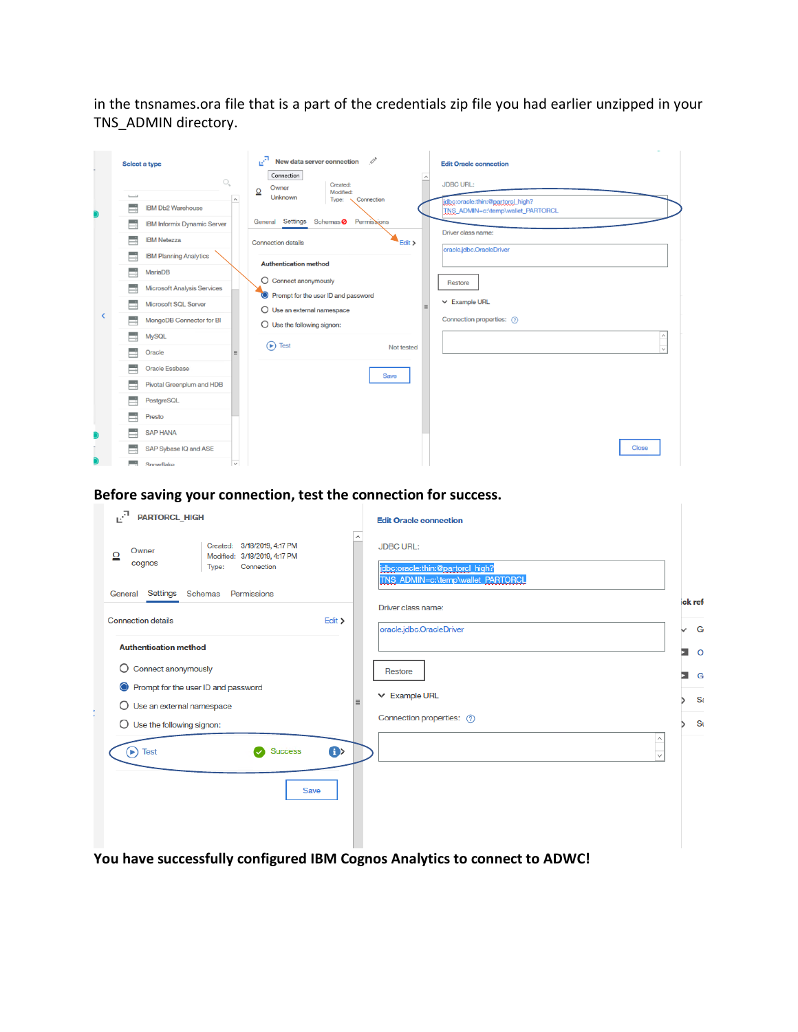in the tnsnames.ora file that is a part of the credentials zip file you had earlier unzipped in your TNS_ADMIN directory.

**Before saving your connection, test the connection for success.**

**You have successfully configured IBM Cognos Analytics to connect to ADWC!**